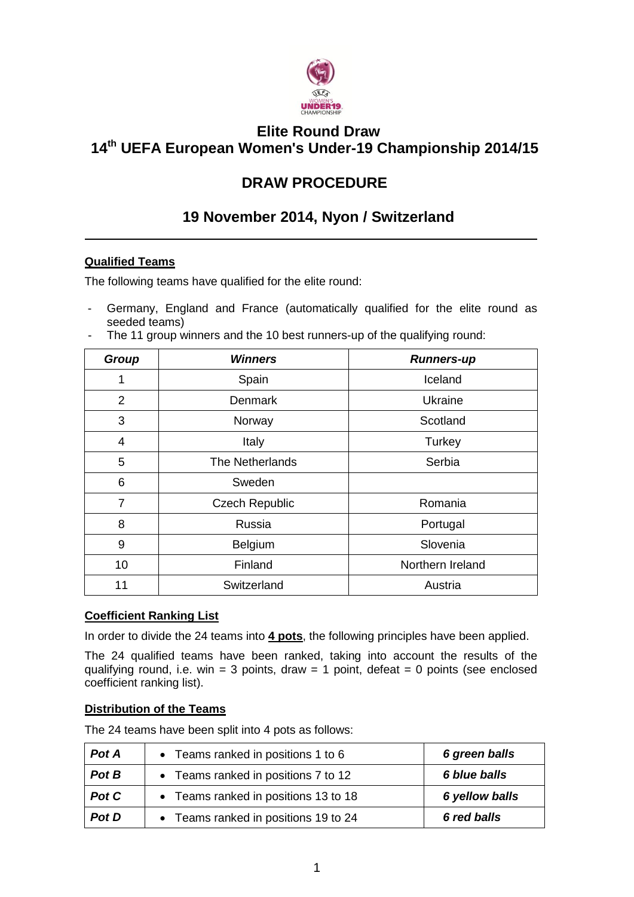# Elite Round Draw

# 14th UEFA European Women's Under-19 Championship 2014/15

## DRAW PROCEDURE

## 19 November 2014, Nyon / Switzerland

**Qualified Teams**

The following teams have qualified for the elite round:

- Germany, England and France (automatically qualified for the elite round as seeded teams)
- The 11 group winners and the 10 best runners-up of the qualifying round:

| ***Group*** | ***Winners*** | ***Runners-up*** |
|---|---|---|
| 1 | Spain | Iceland |
| 2 | Denmark | Ukraine |
| 3 | Norway | Scotland |
| 4 | Italy | Turkey |
| 5 | The Netherlands | Serbia |
| 6 | Sweden | |
| 7 | Czech Republic | Romania |
| 8 | Russia | Portugal |
| 9 | Belgium | Slovenia |
| 10 | Finland | Northern Ireland |
| 11 | Switzerland | Austria |

**Coefficient Ranking List**

In order to divide the 24 teams into **4 pots**, the following principles have been applied.

The 24 qualified teams have been ranked, taking into account the results of the qualifying round, i.e. win = 3 points, draw = 1 point, defeat = 0 points (see enclosed coefficient ranking list).

**Distribution of the Teams**

The 24 teams have been split into 4 pots as follows:

| ***Pot A*** | • Teams ranked in positions 1 to 6 | ***6 green balls*** |
|---|---|---|
| ***Pot B*** | • Teams ranked in positions 7 to 12 | ***6 blue balls*** |
| ***Pot C*** | • Teams ranked in positions 13 to 18 | ***6 yellow balls*** |
| ***Pot D*** | • Teams ranked in positions 19 to 24 | ***6 red balls*** |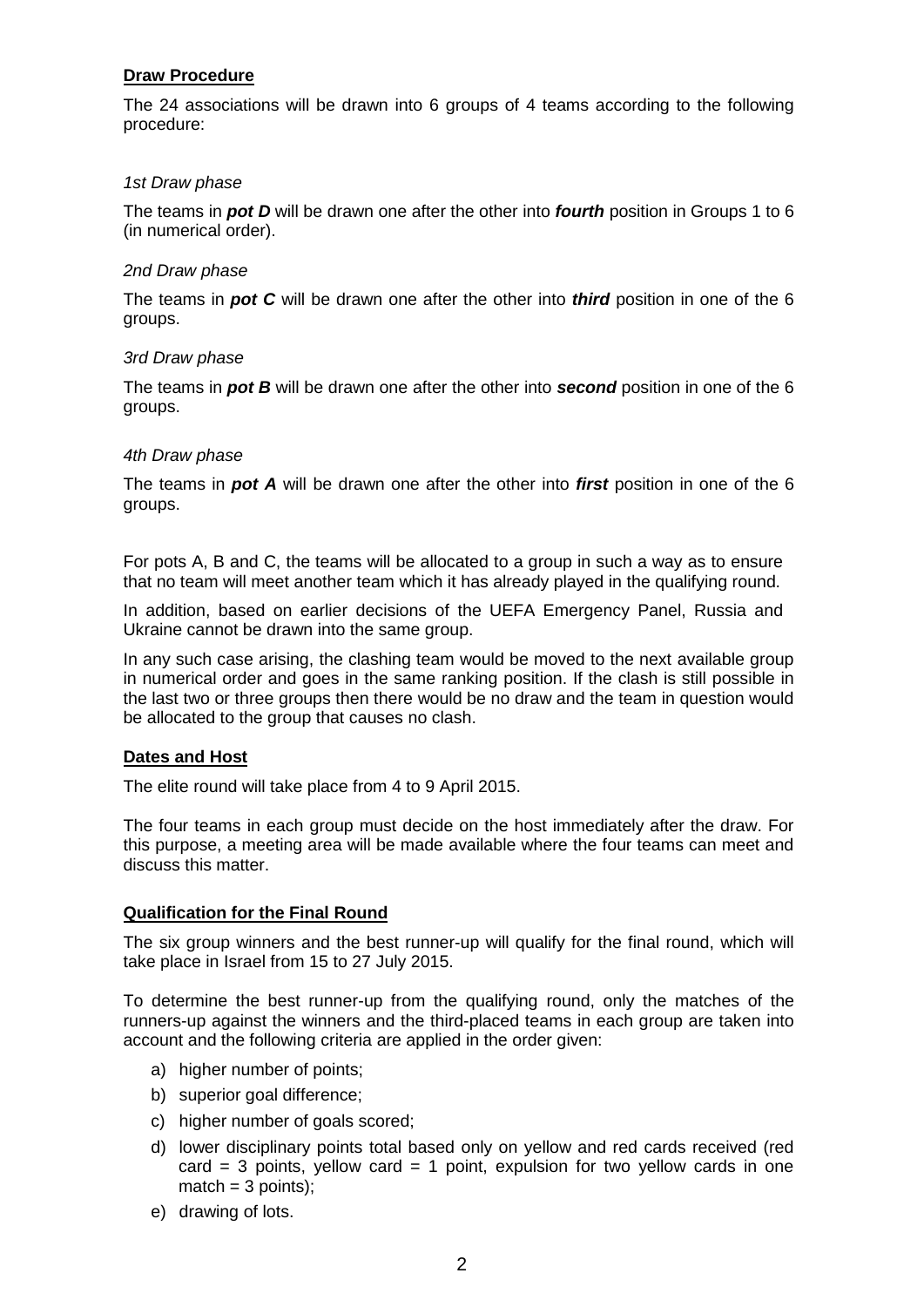**Draw Procedure**

The 24 associations will be drawn into 6 groups of 4 teams according to the following procedure:

*1st Draw phase*

The teams in ***pot D*** will be drawn one after the other into ***fourth*** position in Groups 1 to 6 (in numerical order).

*2nd Draw phase*

The teams in ***pot C*** will be drawn one after the other into ***third*** position in one of the 6 groups.

*3rd Draw phase*

The teams in ***pot B*** will be drawn one after the other into ***second*** position in one of the 6 groups.

*4th Draw phase*

The teams in ***pot A*** will be drawn one after the other into ***first*** position in one of the 6 groups.

For pots A, B and C, the teams will be allocated to a group in such a way as to ensure that no team will meet another team which it has already played in the qualifying round.

In addition, based on earlier decisions of the UEFA Emergency Panel, Russia and Ukraine cannot be drawn into the same group.

In any such case arising, the clashing team would be moved to the next available group in numerical order and goes in the same ranking position. If the clash is still possible in the last two or three groups then there would be no draw and the team in question would be allocated to the group that causes no clash.

**Dates and Host**

The elite round will take place from 4 to 9 April 2015.

The four teams in each group must decide on the host immediately after the draw. For this purpose, a meeting area will be made available where the four teams can meet and discuss this matter.

**Qualification for the Final Round**

The six group winners and the best runner-up will qualify for the final round, which will take place in Israel from 15 to 27 July 2015.

To determine the best runner-up from the qualifying round, only the matches of the runners-up against the winners and the third-placed teams in each group are taken into account and the following criteria are applied in the order given:

a) higher number of points;
b) superior goal difference;
c) higher number of goals scored;
d) lower disciplinary points total based only on yellow and red cards received (red card = 3 points, yellow card = 1 point, expulsion for two yellow cards in one match = 3 points);
e) drawing of lots.